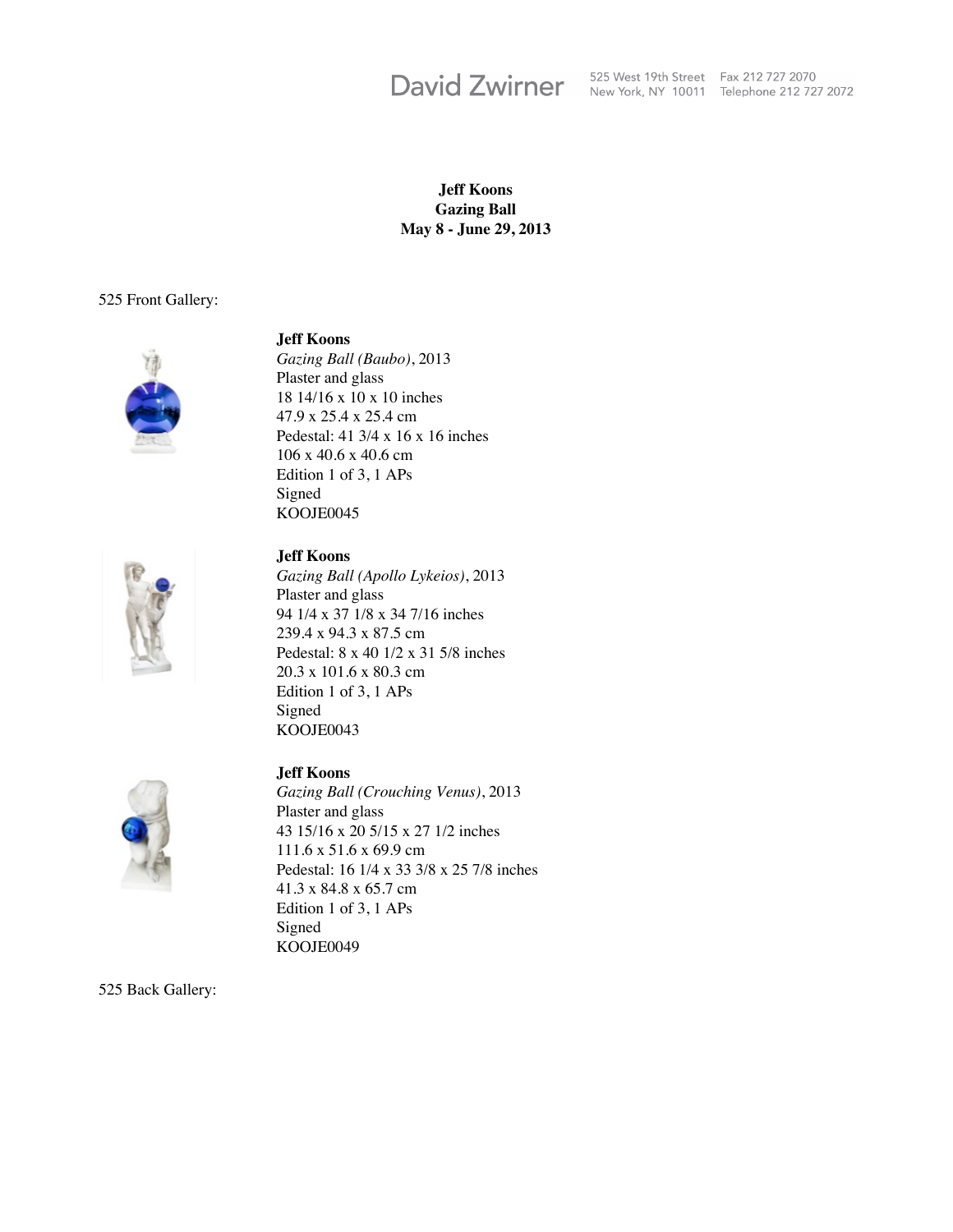David Zwirner 525 West 19th Street New York, NY 10011 Fax 212 727 2070 Telephone 212 727 2072

**Jeff Koons**
**Gazing Ball**
**May 8 - June 29, 2013**

525 Front Gallery:

**Jeff Koons**
*Gazing Ball (Baubo)*, 2013
Plaster and glass
18 14/16 x 10 x 10 inches
47.9 x 25.4 x 25.4 cm
Pedestal: 41 3/4 x 16 x 16 inches
106 x 40.6 x 40.6 cm
Edition 1 of 3, 1 APs
Signed
KOOJE0045

**Jeff Koons**
*Gazing Ball (Apollo Lykeios)*, 2013
Plaster and glass
94 1/4 x 37 1/8 x 34 7/16 inches
239.4 x 94.3 x 87.5 cm
Pedestal: 8 x 40 1/2 x 31 5/8 inches
20.3 x 101.6 x 80.3 cm
Edition 1 of 3, 1 APs
Signed
KOOJE0043

**Jeff Koons**
*Gazing Ball (Crouching Venus)*, 2013
Plaster and glass
43 15/16 x 20 5/15 x 27 1/2 inches
111.6 x 51.6 x 69.9 cm
Pedestal: 16 1/4 x 33 3/8 x 25 7/8 inches
41.3 x 84.8 x 65.7 cm
Edition 1 of 3, 1 APs
Signed
KOOJE0049

525 Back Gallery: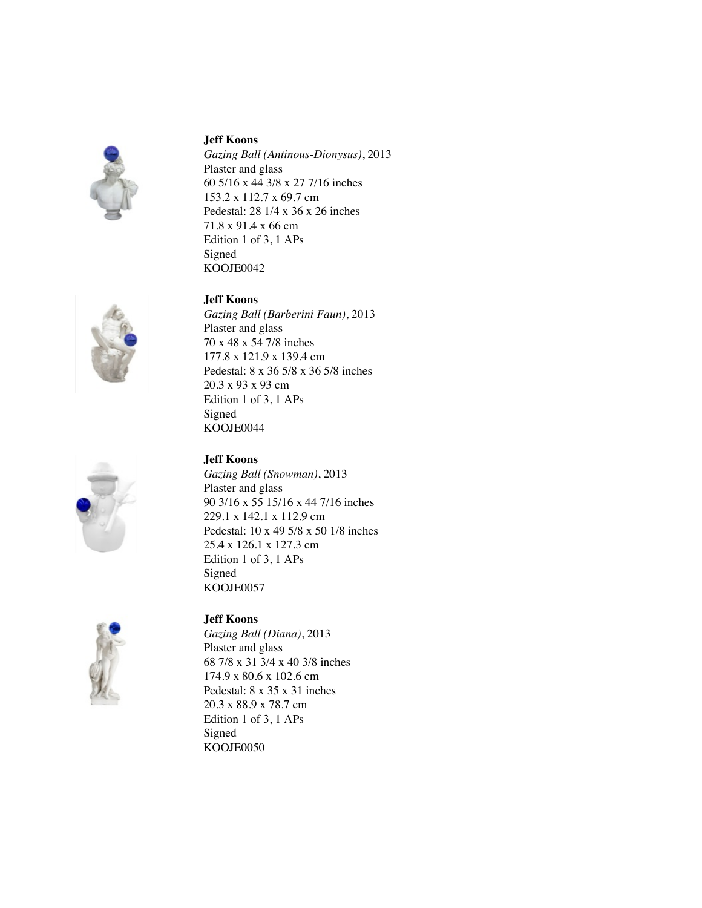**Jeff Koons**
*Gazing Ball (Antinous-Dionysus)*, 2013
Plaster and glass
60 5/16 x 44 3/8 x 27 7/16 inches
153.2 x 112.7 x 69.7 cm
Pedestal: 28 1/4 x 36 x 26 inches
71.8 x 91.4 x 66 cm
Edition 1 of 3, 1 APs
Signed
KOOJE0042

**Jeff Koons**
*Gazing Ball (Barberini Faun)*, 2013
Plaster and glass
70 x 48 x 54 7/8 inches
177.8 x 121.9 x 139.4 cm
Pedestal: 8 x 36 5/8 x 36 5/8 inches
20.3 x 93 x 93 cm
Edition 1 of 3, 1 APs
Signed
KOOJE0044

**Jeff Koons**
*Gazing Ball (Snowman)*, 2013
Plaster and glass
90 3/16 x 55 15/16 x 44 7/16 inches
229.1 x 142.1 x 112.9 cm
Pedestal: 10 x 49 5/8 x 50 1/8 inches
25.4 x 126.1 x 127.3 cm
Edition 1 of 3, 1 APs
Signed
KOOJE0057

**Jeff Koons**
*Gazing Ball (Diana)*, 2013
Plaster and glass
68 7/8 x 31 3/4 x 40 3/8 inches
174.9 x 80.6 x 102.6 cm
Pedestal: 8 x 35 x 31 inches
20.3 x 88.9 x 78.7 cm
Edition 1 of 3, 1 APs
Signed
KOOJE0050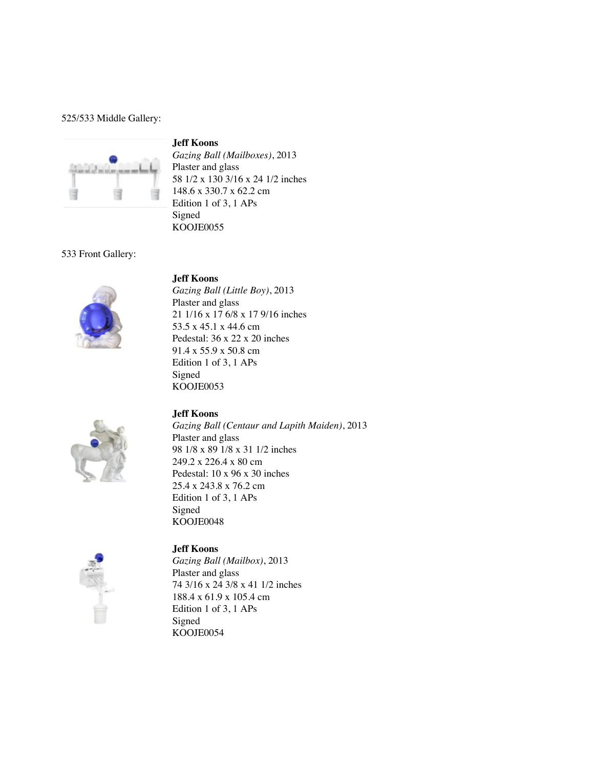525/533 Middle Gallery:

**Jeff Koons**
*Gazing Ball (Mailboxes)*, 2013
Plaster and glass
58 1/2 x 130 3/16 x 24 1/2 inches
148.6 x 330.7 x 62.2 cm
Edition 1 of 3, 1 APs
Signed
KOOJE0055

533 Front Gallery:

**Jeff Koons**
*Gazing Ball (Little Boy)*, 2013
Plaster and glass
21 1/16 x 17 6/8 x 17 9/16 inches
53.5 x 45.1 x 44.6 cm
Pedestal: 36 x 22 x 20 inches
91.4 x 55.9 x 50.8 cm
Edition 1 of 3, 1 APs
Signed
KOOJE0053

**Jeff Koons**
*Gazing Ball (Centaur and Lapith Maiden)*, 2013
Plaster and glass
98 1/8 x 89 1/8 x 31 1/2 inches
249.2 x 226.4 x 80 cm
Pedestal: 10 x 96 x 30 inches
25.4 x 243.8 x 76.2 cm
Edition 1 of 3, 1 APs
Signed
KOOJE0048

**Jeff Koons**
*Gazing Ball (Mailbox)*, 2013
Plaster and glass
74 3/16 x 24 3/8 x 41 1/2 inches
188.4 x 61.9 x 105.4 cm
Edition 1 of 3, 1 APs
Signed
KOOJE0054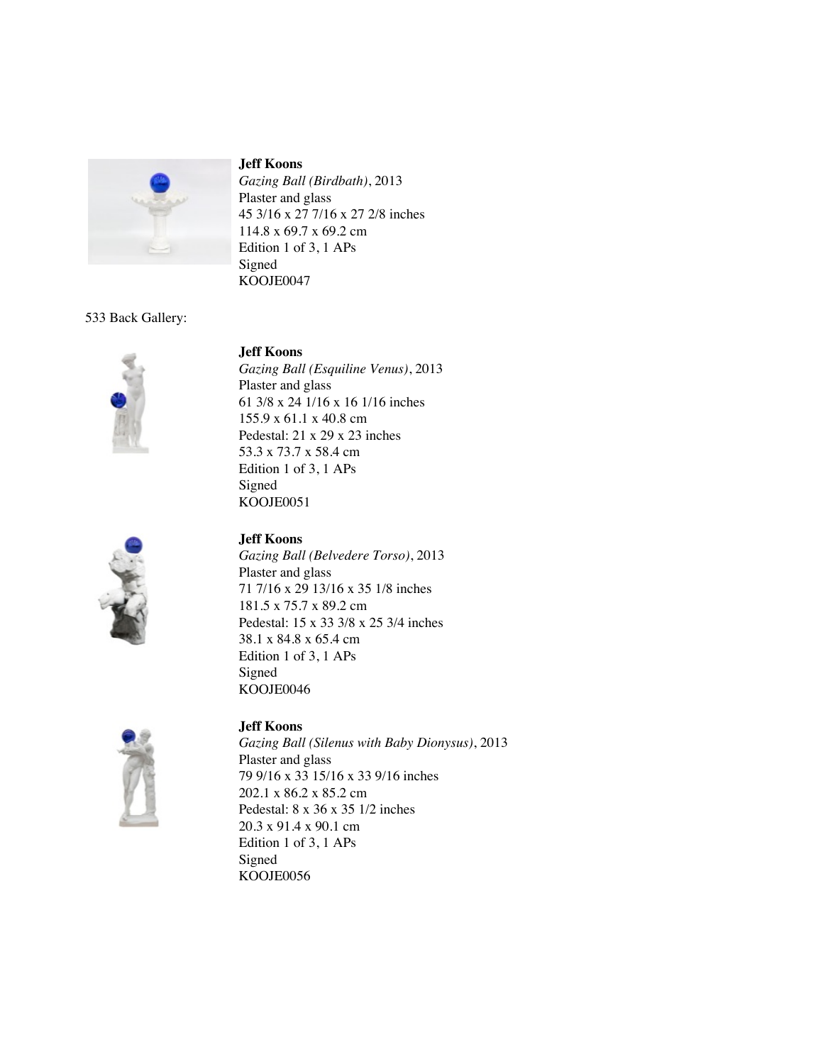**Jeff Koons**
*Gazing Ball (Birdbath)*, 2013
Plaster and glass
45 3/16 x 27 7/16 x 27 2/8 inches
114.8 x 69.7 x 69.2 cm
Edition 1 of 3, 1 APs
Signed
KOOJE0047

533 Back Gallery:

**Jeff Koons**
*Gazing Ball (Esquiline Venus)*, 2013
Plaster and glass
61 3/8 x 24 1/16 x 16 1/16 inches
155.9 x 61.1 x 40.8 cm
Pedestal: 21 x 29 x 23 inches
53.3 x 73.7 x 58.4 cm
Edition 1 of 3, 1 APs
Signed
KOOJE0051

**Jeff Koons**
*Gazing Ball (Belvedere Torso)*, 2013
Plaster and glass
71 7/16 x 29 13/16 x 35 1/8 inches
181.5 x 75.7 x 89.2 cm
Pedestal: 15 x 33 3/8 x 25 3/4 inches
38.1 x 84.8 x 65.4 cm
Edition 1 of 3, 1 APs
Signed
KOOJE0046

**Jeff Koons**
*Gazing Ball (Silenus with Baby Dionysus)*, 2013
Plaster and glass
79 9/16 x 33 15/16 x 33 9/16 inches
202.1 x 86.2 x 85.2 cm
Pedestal: 8 x 36 x 35 1/2 inches
20.3 x 91.4 x 90.1 cm
Edition 1 of 3, 1 APs
Signed
KOOJE0056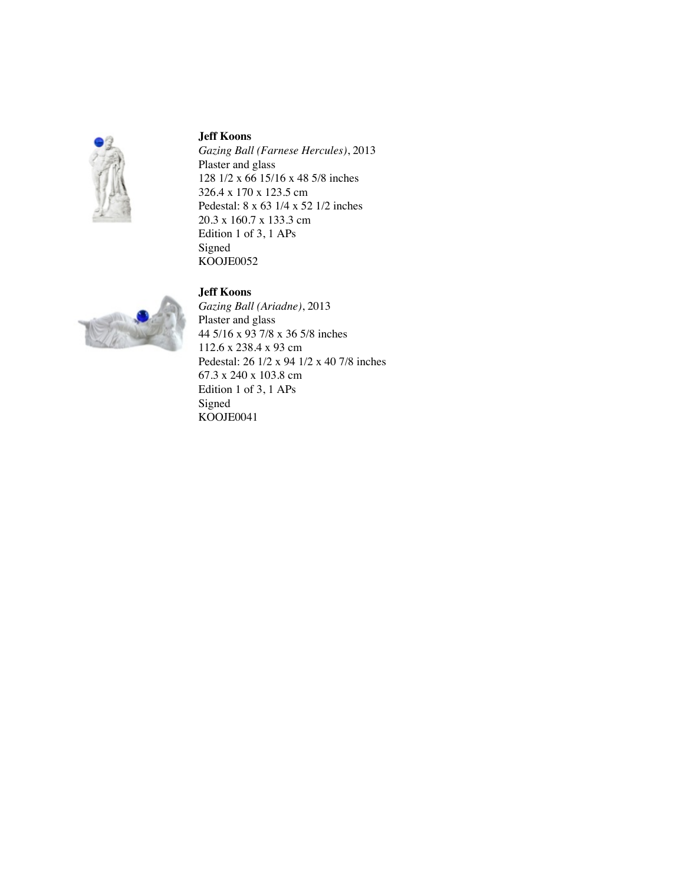**Jeff Koons**
*Gazing Ball (Farnese Hercules)*, 2013
Plaster and glass
128 1/2 x 66 15/16 x 48 5/8 inches
326.4 x 170 x 123.5 cm
Pedestal: 8 x 63 1/4 x 52 1/2 inches
20.3 x 160.7 x 133.3 cm
Edition 1 of 3, 1 APs
Signed
KOOJE0052

**Jeff Koons**
*Gazing Ball (Ariadne)*, 2013
Plaster and glass
44 5/16 x 93 7/8 x 36 5/8 inches
112.6 x 238.4 x 93 cm
Pedestal: 26 1/2 x 94 1/2 x 40 7/8 inches
67.3 x 240 x 103.8 cm
Edition 1 of 3, 1 APs
Signed
KOOJE0041